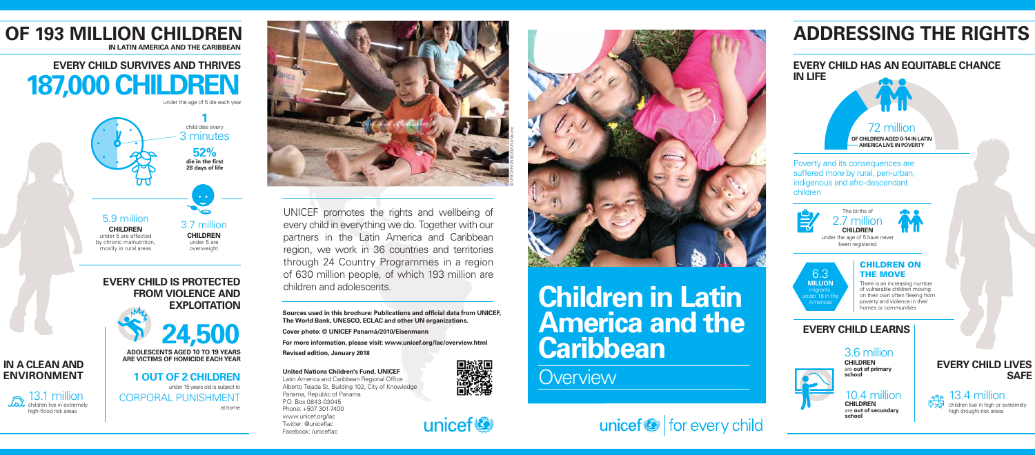# OF 193 MILLION CHILDREN

IN LATIN AMERICA AND THE CARIBBEAN

## EVERY CHILD SURVIVES AND THRIVES

**187,000 CHILDREN**

under the age of 5 die each year

**1** child dies every 3 minutes

**52%** **die in the first 28 days of life**

5.9 million **CHILDREN** under 5 are affected by chronic malnutrition, mostly in rural areas

3.7 million **CHILDREN** under 5 are overweight

## EVERY CHILD IS PROTECTED FROM VIOLENCE AND EXPLOITATION

**24,500**

**ADOLESCENTS AGED 10 TO 19 YEARS ARE VICTIMS OF HOMICIDE EACH YEAR**

**1 OUT OF 2 CHILDREN** under 15 years old is subject to CORPORAL PUNISHMENT at home

## IN A CLEAN AND ENVIRONMENT

13.1 million children live in extremely high-flood risk areas

UNICEF promotes the rights and wellbeing of every child in everything we do. Together with our partners in the Latin America and Caribbean region, we work in 36 countries and territories through 24 Country Programmes in a region of 630 million people, of which 193 million are children and adolescents.

**Sources used in this brochure: Publications and official data from UNICEF, The World Bank, UNESCO, ECLAC and other UN organizations.**

**Cover photo: © UNICEF Panamá/2010/Eisenmann**

**For more information, please visit: www.unicef.org/lac/overview.html**

**Revised edition, January 2018**

**United Nations Children's Fund, UNICEF**
Latin America and Caribbean Regional Office
Alberto Tejada St, Building 102, City of Knowledge
Panama, Republic of Panama
P.O. Box 0843-03045
Phone: +507 301-7400
www.unicef.org/lac
Twitter: @uniceflac
Facebook: /uniceflac

unicef

# Children in Latin America and the Caribbean

Overview

unicef | for every child

# ADDRESSING THE RIGHTS

## EVERY CHILD HAS AN EQUITABLE CHANCE IN LIFE

72 million **OF CHILDREN AGED 0-14 IN LATIN AMERICA LIVE IN POVERTY**

Poverty and its consequences are suffered more by rural, peri-urban, indigenous and afro-descendant children

The births of 2.7 million **CHILDREN** under the age of 5 have never been registered

6.3 **MILLION** migrants under 18 in the Americas

### CHILDREN ON THE MOVE

There is an increasing number of vulnerable children moving on their own often fleeing from poverty and violence in their homes or communities

## EVERY CHILD LEARNS

3.6 million **CHILDREN** are **out of primary school**

10.4 million **CHILDREN** are **out of secundary school**

## EVERY CHILD LIVES SAFE

13.4 million children live in high or extremely high drought-risk areas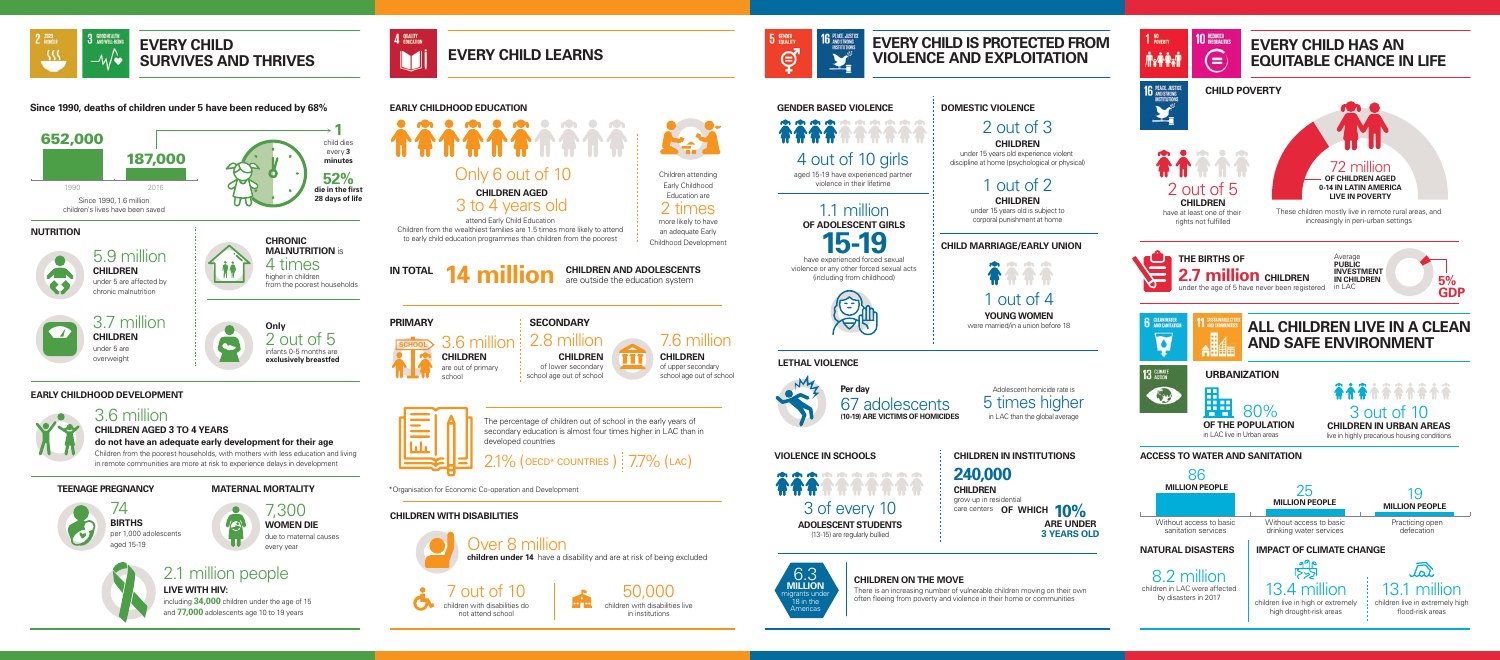## EVERY CHILD SURVIVES AND THRIVES

**Since 1990, deaths of children under 5 have been reduced by 68%**

652,000
187,000
1990
2016

Since 1990, 1.6 million children's lives have been saved

1 child dies every 3 minutes

52% die in the first 28 days of life

### NUTRITION

5.9 million **CHILDREN** under 5 are affected by chronic malnutrition

**CHRONIC MALNUTRITION** is 4 times higher in children from the poorest households

3.7 million **CHILDREN** under 5 are overweight

**Only** 2 out of 5 infants 0-5 months are **exclusively breastfed**

### EARLY CHILDHOOD DEVELOPMENT

3.6 million
**CHILDREN AGED 3 TO 4 YEARS**
**do not have an adequate early development for their age**
Children from the poorest households, with mothers with less education and living in remote communities are more at risk to experience delays in development

### TEENAGE PREGNANCY

74 **BIRTHS** per 1,000 adolescents aged 15-19

### MATERNAL MORTALITY

7,300 **WOMEN DIE** due to maternal causes every year

2.1 million people
**LIVE WITH HIV:**
including **34,000** children under the age of 15 and **77,000** adolescents age 10 to 19 years

## EVERY CHILD LEARNS

### EARLY CHILDHOOD EDUCATION

Only 6 out of 10
**CHILDREN AGED**
3 to 4 years old
attend Early Child Education
Children from the wealthiest families are 1.5 times more likely to attend to early child education programmes than children from the poorest

Children attending Early Childhood Education are 2 times more likely to have an adequate Early Childhood Development

**IN TOTAL 14 million CHILDREN AND ADOLESCENTS** are outside the education system

**PRIMARY**

3.6 million **CHILDREN** are out of primary school

**SECONDARY**

2.8 million **CHILDREN** of lower secondary school age out of school

7.6 million **CHILDREN** of upper secondary school age out of school

The percentage of children out of school in the early years of secondary education is almost four times higher in LAC than in developed countries

2.1% (OECD* COUNTRIES) | 7.7% (LAC)

*Organisation for Economic Co-operation and Development

### CHILDREN WITH DISABILITIES

Over 8 million
**children under 14** have a disability and are at risk of being excluded

7 out of 10 children with disabilities do not attend school

50,000 children with disabilities live in institutions

## EVERY CHILD IS PROTECTED FROM VIOLENCE AND EXPLOITATION

### GENDER BASED VIOLENCE

4 out of 10 girls
aged 15-19 have experienced partner violence in their lifetime

1.1 million
**OF ADOLESCENT GIRLS**
**15-19**
have experienced forced sexual violence or any other forced sexual acts (including from childhood)

### DOMESTIC VIOLENCE

2 out of 3
**CHILDREN**
under 15 years old experience violent discipline at home (psychological or physical)

1 out of 2
**CHILDREN**
under 15 years old is subject to corporal punishment at home

### CHILD MARRIAGE/EARLY UNION

1 out of 4
**YOUNG WOMEN**
were married/in a union before 18

### LETHAL VIOLENCE

**Per day**
67 adolescents
**(10-19) ARE VICTIMS OF HOMICIDES**

Adolescent homicide rate is 5 times higher in LAC than the global average

### VIOLENCE IN SCHOOLS

3 of every 10
**ADOLESCENT STUDENTS**
(13-15) are regularly bullied

### CHILDREN IN INSTITUTIONS

**240,000**
**CHILDREN**
grow up in residential care centers **OF WHICH 10% ARE UNDER 3 YEARS OLD**

6.3 **MILLION** migrants under 18 in the Americas

### CHILDREN ON THE MOVE

There is an increasing number of vulnerable children moving on their own often fleeing from poverty and violence in their home or communities

## EVERY CHILD HAS AN EQUITABLE CHANCE IN LIFE

### CHILD POVERTY

2 out of 5
**CHILDREN**
have at least one of their rights not fulfilled

72 million
**OF CHILDREN AGED 0-14 IN LATIN AMERICA LIVE IN POVERTY**

These children mostly live in remote rural areas, and increasingly in peri-urban settings

**THE BIRTHS OF 2.7 million CHILDREN** under the age of 5 have never been registered

Average **PUBLIC INVESTMENT IN CHILDREN** in LAC
5% GDP

## ALL CHILDREN LIVE IN A CLEAN AND SAFE ENVIRONMENT

### URBANIZATION

80%
**OF THE POPULATION**
in LAC live in Urban areas

3 out of 10
**CHILDREN IN URBAN AREAS**
live in highly precarious housing conditions

### ACCESS TO WATER AND SANITATION

86 **MILLION PEOPLE**
Without access to basic sanitation services

25 **MILLION PEOPLE**
Without access to basic drinking water services

19 **MILLION PEOPLE**
Practicing open defecation

### NATURAL DISASTERS

8.2 million
children in LAC were affected by disasters in 2017

### IMPACT OF CLIMATE CHANGE

13.4 million
children live in high or extremely high drought-risk areas

13.1 million
children live in extremely high flood-risk areas